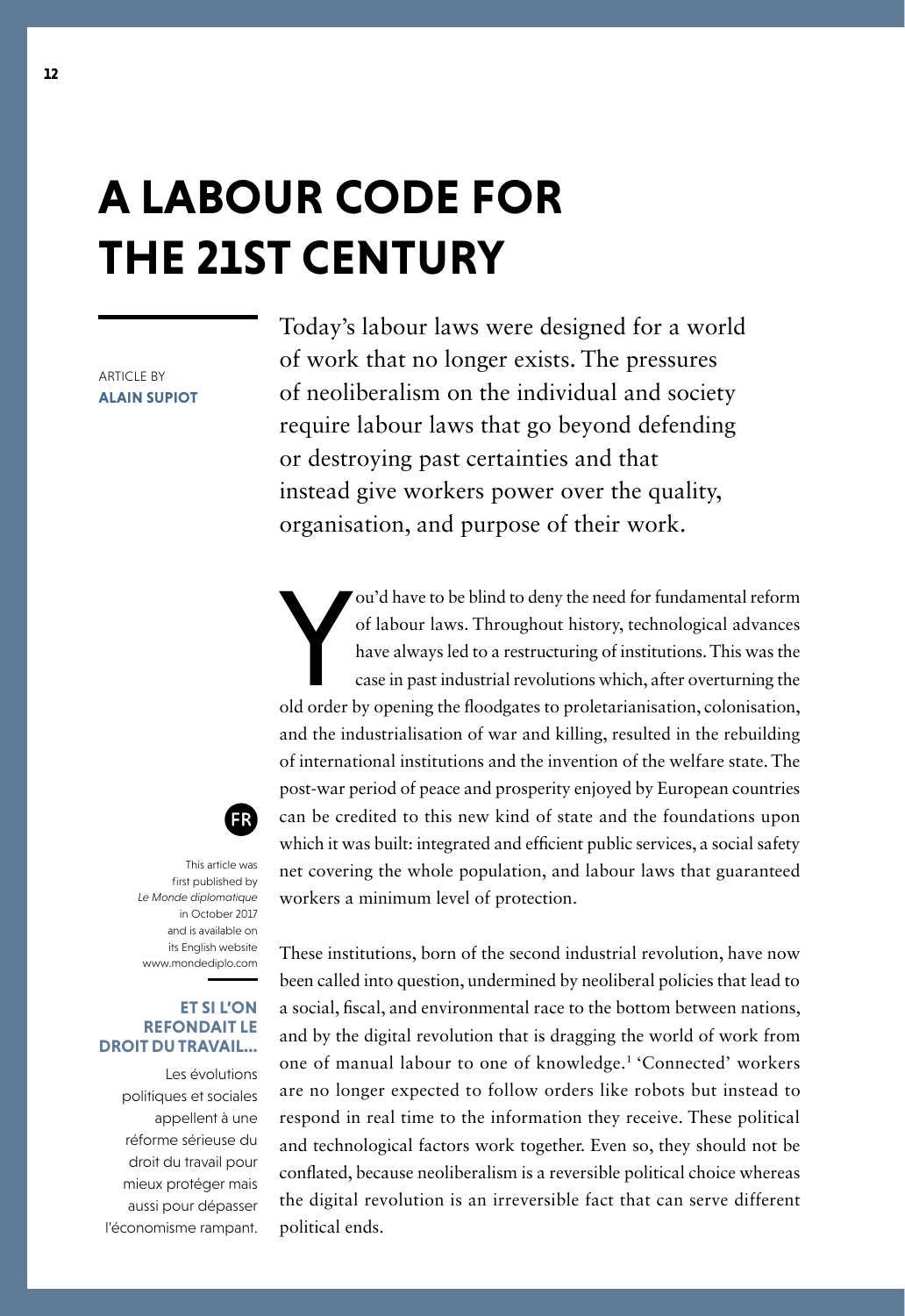# A LABOUR CODE FOR THE 21ST CENTURY

ARTICLE BY
**ALAIN SUPIOT**

Today's labour laws were designed for a world of work that no longer exists. The pressures of neoliberalism on the individual and society require labour laws that go beyond defending or destroying past certainties and that instead give workers power over the quality, organisation, and purpose of their work.

You'd have to be blind to deny the need for fundamental reform of labour laws. Throughout history, technological advances have always led to a restructuring of institutions. This was the case in past industrial revolutions which, after overturning the old order by opening the floodgates to proletarianisation, colonisation, and the industrialisation of war and killing, resulted in the rebuilding of international institutions and the invention of the welfare state. The post-war period of peace and prosperity enjoyed by European countries can be credited to this new kind of state and the foundations upon which it was built: integrated and efficient public services, a social safety net covering the whole population, and labour laws that guaranteed workers a minimum level of protection.

These institutions, born of the second industrial revolution, have now been called into question, undermined by neoliberal policies that lead to a social, fiscal, and environmental race to the bottom between nations, and by the digital revolution that is dragging the world of work from one of manual labour to one of knowledge.[1] 'Connected' workers are no longer expected to follow orders like robots but instead to respond in real time to the information they receive. These political and technological factors work together. Even so, they should not be conflated, because neoliberalism is a reversible political choice whereas the digital revolution is an irreversible fact that can serve different political ends.

FR

This article was first published by *Le Monde diplomatique* in October 2017 and is available on its English website www.mondediplo.com

**ET SI L'ON REFONDAIT LE DROIT DU TRAVAIL...**

Les évolutions politiques et sociales appellent à une réforme sérieuse du droit du travail pour mieux protéger mais aussi pour dépasser l'économisme rampant.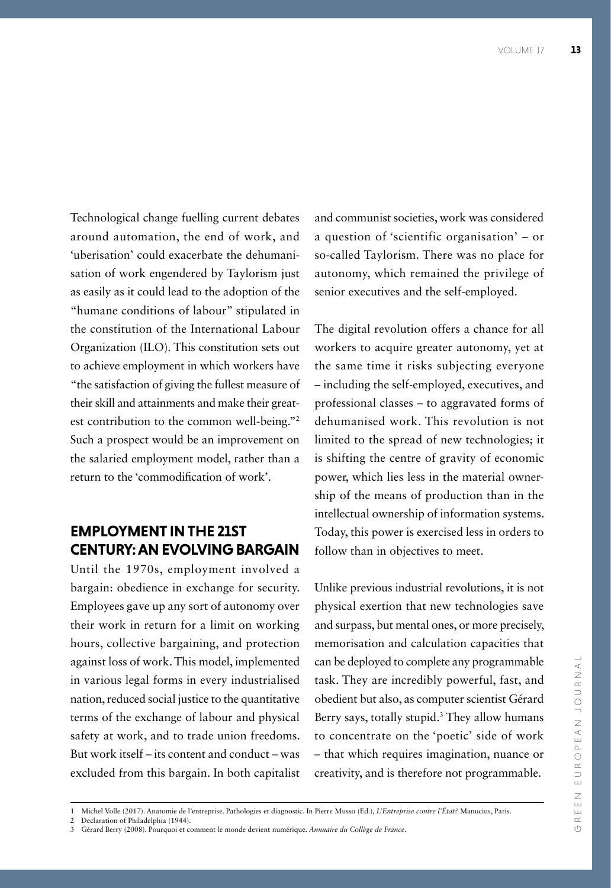Technological change fuelling current debates around automation, the end of work, and 'uberisation' could exacerbate the dehumanisation of work engendered by Taylorism just as easily as it could lead to the adoption of the "humane conditions of labour" stipulated in the constitution of the International Labour Organization (ILO). This constitution sets out to achieve employment in which workers have "the satisfaction of giving the fullest measure of their skill and attainments and make their greatest contribution to the common well-being."[2] Such a prospect would be an improvement on the salaried employment model, rather than a return to the 'commodification of work'.

## EMPLOYMENT IN THE 21ST CENTURY: AN EVOLVING BARGAIN

Until the 1970s, employment involved a bargain: obedience in exchange for security. Employees gave up any sort of autonomy over their work in return for a limit on working hours, collective bargaining, and protection against loss of work. This model, implemented in various legal forms in every industrialised nation, reduced social justice to the quantitative terms of the exchange of labour and physical safety at work, and to trade union freedoms. But work itself – its content and conduct – was excluded from this bargain. In both capitalist and communist societies, work was considered a question of 'scientific organisation' – or so-called Taylorism. There was no place for autonomy, which remained the privilege of senior executives and the self-employed.

The digital revolution offers a chance for all workers to acquire greater autonomy, yet at the same time it risks subjecting everyone – including the self-employed, executives, and professional classes – to aggravated forms of dehumanised work. This revolution is not limited to the spread of new technologies; it is shifting the centre of gravity of economic power, which lies less in the material ownership of the means of production than in the intellectual ownership of information systems. Today, this power is exercised less in orders to follow than in objectives to meet.

Unlike previous industrial revolutions, it is not physical exertion that new technologies save and surpass, but mental ones, or more precisely, memorisation and calculation capacities that can be deployed to complete any programmable task. They are incredibly powerful, fast, and obedient but also, as computer scientist Gérard Berry says, totally stupid.[3] They allow humans to concentrate on the 'poetic' side of work – that which requires imagination, nuance or creativity, and is therefore not programmable.

---

1 Michel Volle (2017). Anatomie de l'entreprise. Pathologies et diagnostic. In Pierre Musso (Ed.), *L'Entreprise contre l'État?* Manucius, Paris.

2 Declaration of Philadelphia (1944).

3 Gérard Berry (2008). Pourquoi et comment le monde devient numérique. *Annuaire du Collège de France*.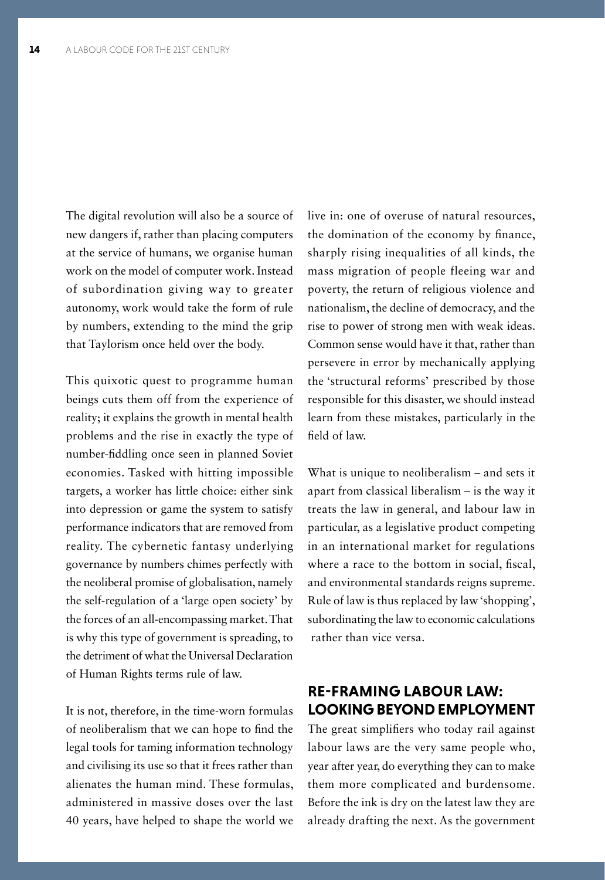The digital revolution will also be a source of new dangers if, rather than placing computers at the service of humans, we organise human work on the model of computer work. Instead of subordination giving way to greater autonomy, work would take the form of rule by numbers, extending to the mind the grip that Taylorism once held over the body.

This quixotic quest to programme human beings cuts them off from the experience of reality; it explains the growth in mental health problems and the rise in exactly the type of number-fiddling once seen in planned Soviet economies. Tasked with hitting impossible targets, a worker has little choice: either sink into depression or game the system to satisfy performance indicators that are removed from reality. The cybernetic fantasy underlying governance by numbers chimes perfectly with the neoliberal promise of globalisation, namely the self-regulation of a 'large open society' by the forces of an all-encompassing market. That is why this type of government is spreading, to the detriment of what the Universal Declaration of Human Rights terms rule of law.

It is not, therefore, in the time-worn formulas of neoliberalism that we can hope to find the legal tools for taming information technology and civilising its use so that it frees rather than alienates the human mind. These formulas, administered in massive doses over the last 40 years, have helped to shape the world we live in: one of overuse of natural resources, the domination of the economy by finance, sharply rising inequalities of all kinds, the mass migration of people fleeing war and poverty, the return of religious violence and nationalism, the decline of democracy, and the rise to power of strong men with weak ideas. Common sense would have it that, rather than persevere in error by mechanically applying the 'structural reforms' prescribed by those responsible for this disaster, we should instead learn from these mistakes, particularly in the field of law.

What is unique to neoliberalism – and sets it apart from classical liberalism – is the way it treats the law in general, and labour law in particular, as a legislative product competing in an international market for regulations where a race to the bottom in social, fiscal, and environmental standards reigns supreme. Rule of law is thus replaced by law 'shopping', subordinating the law to economic calculations rather than vice versa.

## RE-FRAMING LABOUR LAW: LOOKING BEYOND EMPLOYMENT

The great simplifiers who today rail against labour laws are the very same people who, year after year, do everything they can to make them more complicated and burdensome. Before the ink is dry on the latest law they are already drafting the next. As the government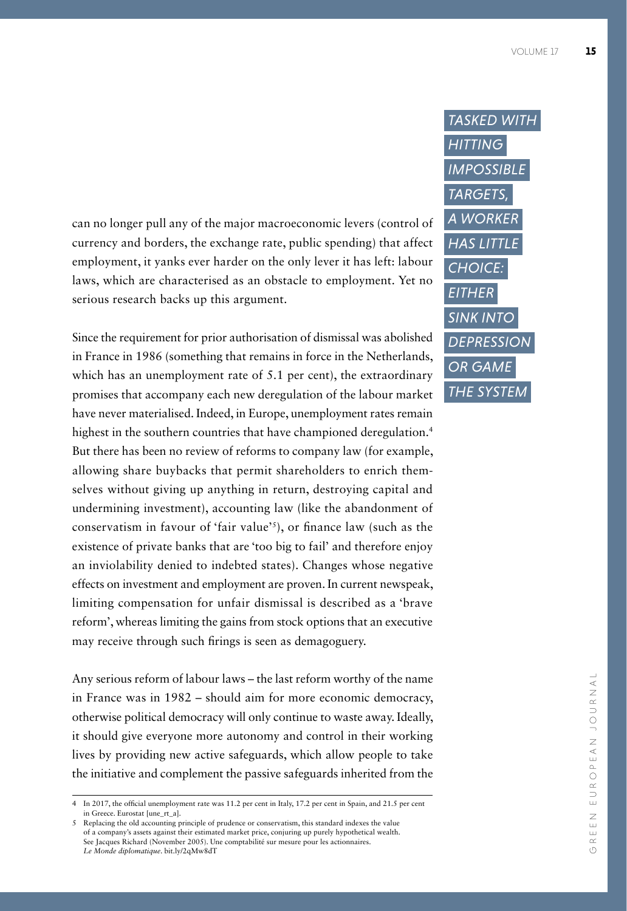can no longer pull any of the major macroeconomic levers (control of currency and borders, the exchange rate, public spending) that affect employment, it yanks ever harder on the only lever it has left: labour laws, which are characterised as an obstacle to employment. Yet no serious research backs up this argument.

*TASKED WITH HITTING IMPOSSIBLE TARGETS, A WORKER HAS LITTLE CHOICE: EITHER SINK INTO DEPRESSION OR GAME THE SYSTEM*

Since the requirement for prior authorisation of dismissal was abolished in France in 1986 (something that remains in force in the Netherlands, which has an unemployment rate of 5.1 per cent), the extraordinary promises that accompany each new deregulation of the labour market have never materialised. Indeed, in Europe, unemployment rates remain highest in the southern countries that have championed deregulation.[4] But there has been no review of reforms to company law (for example, allowing share buybacks that permit shareholders to enrich themselves without giving up anything in return, destroying capital and undermining investment), accounting law (like the abandonment of conservatism in favour of 'fair value'[5]), or finance law (such as the existence of private banks that are 'too big to fail' and therefore enjoy an inviolability denied to indebted states). Changes whose negative effects on investment and employment are proven. In current newspeak, limiting compensation for unfair dismissal is described as a 'brave reform', whereas limiting the gains from stock options that an executive may receive through such firings is seen as demagoguery.

Any serious reform of labour laws – the last reform worthy of the name in France was in 1982 – should aim for more economic democracy, otherwise political democracy will only continue to waste away. Ideally, it should give everyone more autonomy and control in their working lives by providing new active safeguards, which allow people to take the initiative and complement the passive safeguards inherited from the

---

4 In 2017, the official unemployment rate was 11.2 per cent in Italy, 17.2 per cent in Spain, and 21.5 per cent in Greece. Eurostat [une_rt_a].

5 Replacing the old accounting principle of prudence or conservatism, this standard indexes the value of a company's assets against their estimated market price, conjuring up purely hypothetical wealth. See Jacques Richard (November 2005). Une comptabilité sur mesure pour les actionnaires. *Le Monde diplomatique*. bit.ly/2qMw8dT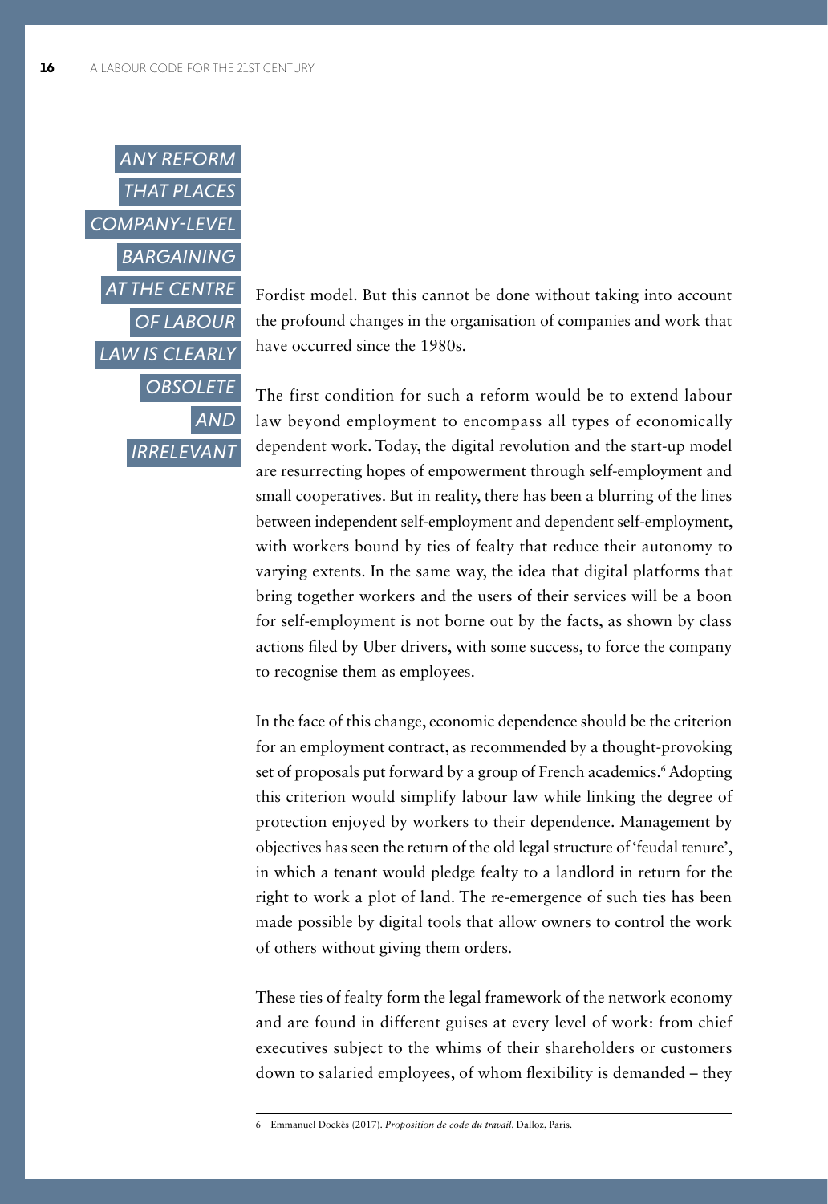*ANY REFORM THAT PLACES COMPANY-LEVEL BARGAINING AT THE CENTRE OF LABOUR LAW IS CLEARLY OBSOLETE AND IRRELEVANT*

Fordist model. But this cannot be done without taking into account the profound changes in the organisation of companies and work that have occurred since the 1980s.

The first condition for such a reform would be to extend labour law beyond employment to encompass all types of economically dependent work. Today, the digital revolution and the start-up model are resurrecting hopes of empowerment through self-employment and small cooperatives. But in reality, there has been a blurring of the lines between independent self-employment and dependent self-employment, with workers bound by ties of fealty that reduce their autonomy to varying extents. In the same way, the idea that digital platforms that bring together workers and the users of their services will be a boon for self-employment is not borne out by the facts, as shown by class actions filed by Uber drivers, with some success, to force the company to recognise them as employees.

In the face of this change, economic dependence should be the criterion for an employment contract, as recommended by a thought-provoking set of proposals put forward by a group of French academics.[6] Adopting this criterion would simplify labour law while linking the degree of protection enjoyed by workers to their dependence. Management by objectives has seen the return of the old legal structure of 'feudal tenure', in which a tenant would pledge fealty to a landlord in return for the right to work a plot of land. The re-emergence of such ties has been made possible by digital tools that allow owners to control the work of others without giving them orders.

These ties of fealty form the legal framework of the network economy and are found in different guises at every level of work: from chief executives subject to the whims of their shareholders or customers down to salaried employees, of whom flexibility is demanded – they

---

6 Emmanuel Dockès (2017). *Proposition de code du travail*. Dalloz, Paris.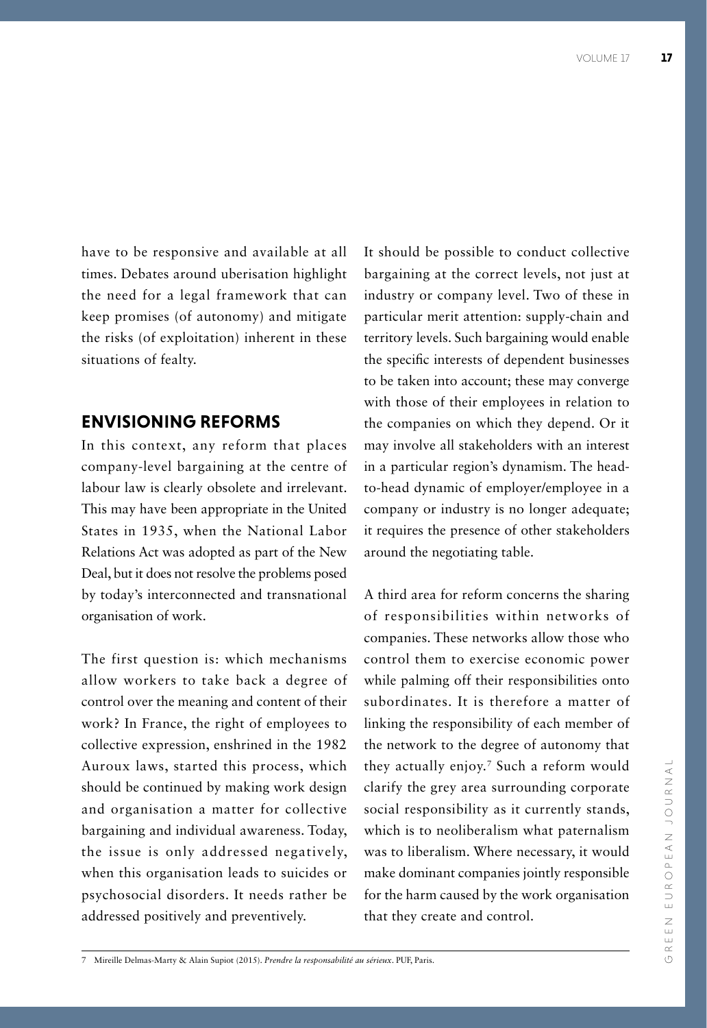have to be responsive and available at all times. Debates around uberisation highlight the need for a legal framework that can keep promises (of autonomy) and mitigate the risks (of exploitation) inherent in these situations of fealty.

## ENVISIONING REFORMS

In this context, any reform that places company-level bargaining at the centre of labour law is clearly obsolete and irrelevant. This may have been appropriate in the United States in 1935, when the National Labor Relations Act was adopted as part of the New Deal, but it does not resolve the problems posed by today's interconnected and transnational organisation of work.

The first question is: which mechanisms allow workers to take back a degree of control over the meaning and content of their work? In France, the right of employees to collective expression, enshrined in the 1982 Auroux laws, started this process, which should be continued by making work design and organisation a matter for collective bargaining and individual awareness. Today, the issue is only addressed negatively, when this organisation leads to suicides or psychosocial disorders. It needs rather be addressed positively and preventively.

It should be possible to conduct collective bargaining at the correct levels, not just at industry or company level. Two of these in particular merit attention: supply-chain and territory levels. Such bargaining would enable the specific interests of dependent businesses to be taken into account; these may converge with those of their employees in relation to the companies on which they depend. Or it may involve all stakeholders with an interest in a particular region's dynamism. The head-to-head dynamic of employer/employee in a company or industry is no longer adequate; it requires the presence of other stakeholders around the negotiating table.

A third area for reform concerns the sharing of responsibilities within networks of companies. These networks allow those who control them to exercise economic power while palming off their responsibilities onto subordinates. It is therefore a matter of linking the responsibility of each member of the network to the degree of autonomy that they actually enjoy.[7] Such a reform would clarify the grey area surrounding corporate social responsibility as it currently stands, which is to neoliberalism what paternalism was to liberalism. Where necessary, it would make dominant companies jointly responsible for the harm caused by the work organisation that they create and control.

---

7 Mireille Delmas-Marty & Alain Supiot (2015). *Prendre la responsabilité au sérieux*. PUF, Paris.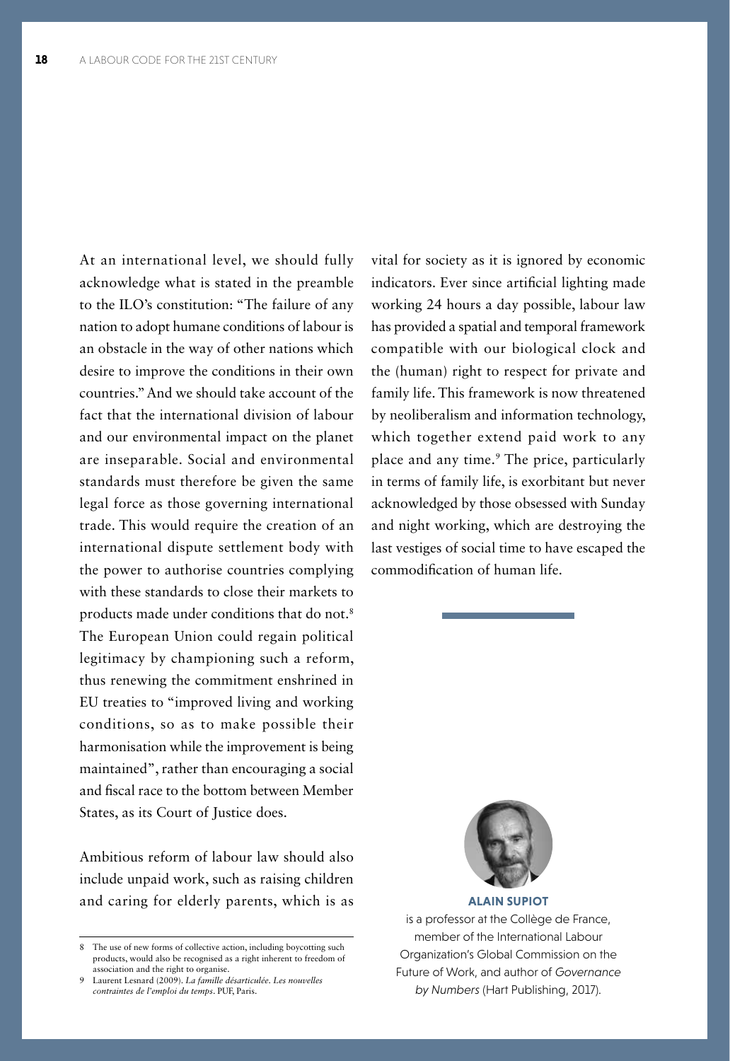At an international level, we should fully acknowledge what is stated in the preamble to the ILO's constitution: "The failure of any nation to adopt humane conditions of labour is an obstacle in the way of other nations which desire to improve the conditions in their own countries." And we should take account of the fact that the international division of labour and our environmental impact on the planet are inseparable. Social and environmental standards must therefore be given the same legal force as those governing international trade. This would require the creation of an international dispute settlement body with the power to authorise countries complying with these standards to close their markets to products made under conditions that do not.[8] The European Union could regain political legitimacy by championing such a reform, thus renewing the commitment enshrined in EU treaties to "improved living and working conditions, so as to make possible their harmonisation while the improvement is being maintained", rather than encouraging a social and fiscal race to the bottom between Member States, as its Court of Justice does.

Ambitious reform of labour law should also include unpaid work, such as raising children and caring for elderly parents, which is as vital for society as it is ignored by economic indicators. Ever since artificial lighting made working 24 hours a day possible, labour law has provided a spatial and temporal framework compatible with our biological clock and the (human) right to respect for private and family life. This framework is now threatened by neoliberalism and information technology, which together extend paid work to any place and any time.[9] The price, particularly in terms of family life, is exorbitant but never acknowledged by those obsessed with Sunday and night working, which are destroying the last vestiges of social time to have escaped the commodification of human life.

---

8 The use of new forms of collective action, including boycotting such products, would also be recognised as a right inherent to freedom of association and the right to organise.

9 Laurent Lesnard (2009). *La famille désarticulée. Les nouvelles contraintes de l'emploi du temps*. PUF, Paris.

**ALAIN SUPIOT**

is a professor at the Collège de France, member of the International Labour Organization's Global Commission on the Future of Work, and author of *Governance by Numbers* (Hart Publishing, 2017).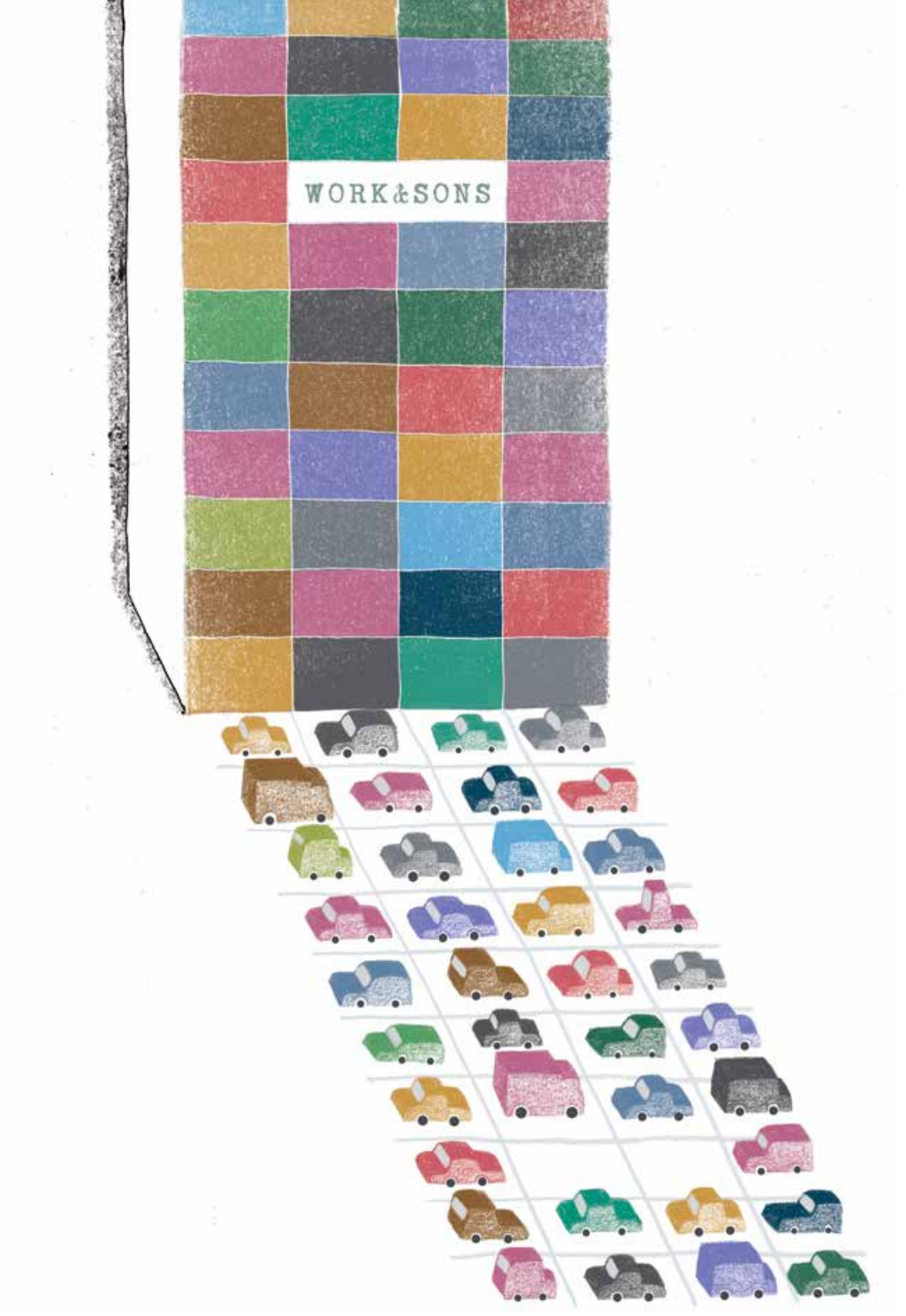WORK&SONS